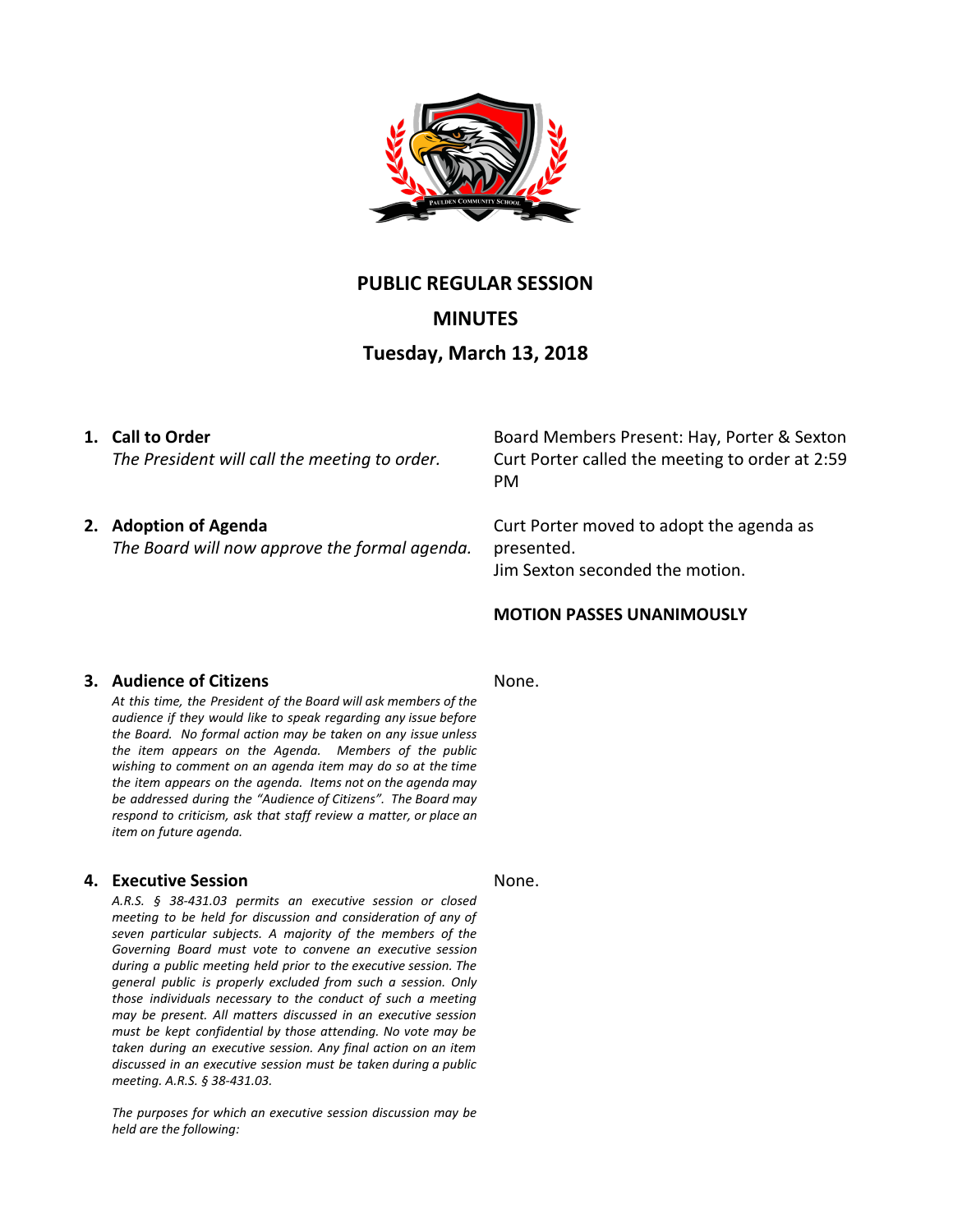# PUBLIC REGULAR SESSION

## MINUTES

## Tuesday, March 13, 2018

**1. Call to Order**

*The President will call the meeting to order.*

Board Members Present: Hay, Porter & Sexton
Curt Porter called the meeting to order at 2:59 PM

**2. Adoption of Agenda**

*The Board will now approve the formal agenda.*

Curt Porter moved to adopt the agenda as presented.
Jim Sexton seconded the motion.

**MOTION PASSES UNANIMOUSLY**

**3. Audience of Citizens**

*At this time, the President of the Board will ask members of the audience if they would like to speak regarding any issue before the Board. No formal action may be taken on any issue unless the item appears on the Agenda. Members of the public wishing to comment on an agenda item may do so at the time the item appears on the agenda. Items not on the agenda may be addressed during the "Audience of Citizens". The Board may respond to criticism, ask that staff review a matter, or place an item on future agenda.*

None.

**4. Executive Session**

*A.R.S. § 38-431.03 permits an executive session or closed meeting to be held for discussion and consideration of any of seven particular subjects. A majority of the members of the Governing Board must vote to convene an executive session during a public meeting held prior to the executive session. The general public is properly excluded from such a session. Only those individuals necessary to the conduct of such a meeting may be present. All matters discussed in an executive session must be kept confidential by those attending. No vote may be taken during an executive session. Any final action on an item discussed in an executive session must be taken during a public meeting. A.R.S. § 38-431.03.*

*The purposes for which an executive session discussion may be held are the following:*

None.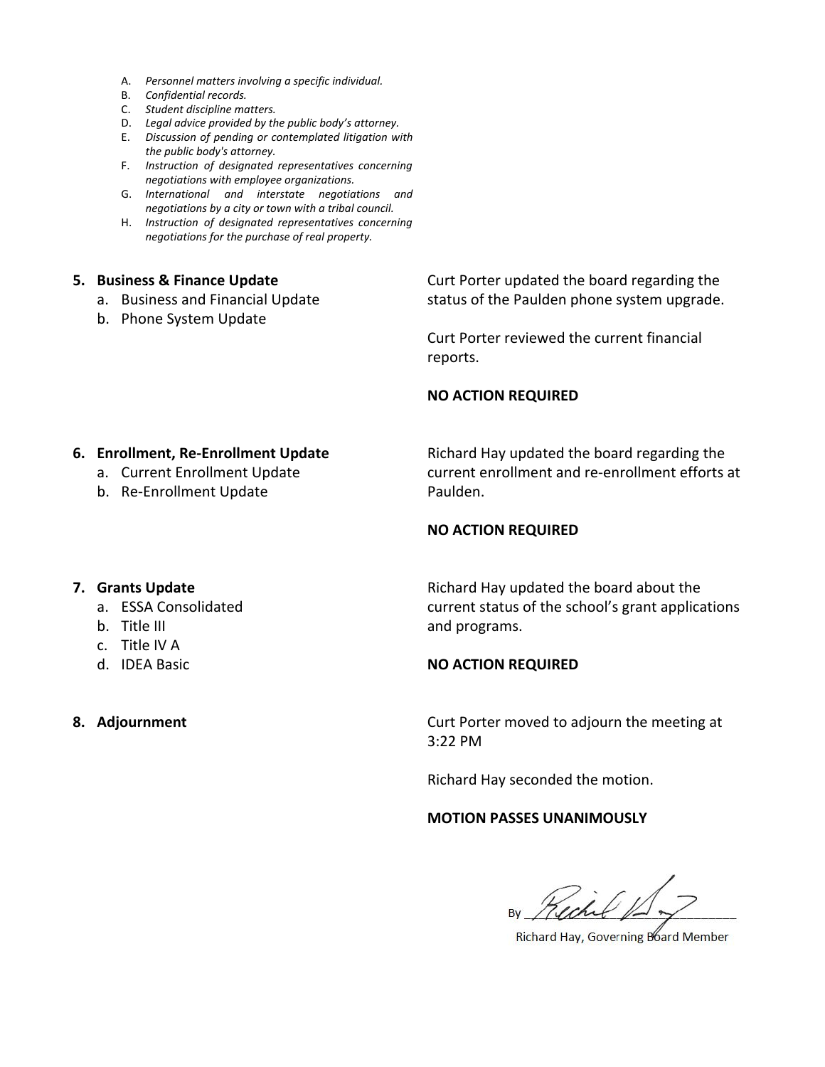A. *Personnel matters involving a specific individual.*
B. *Confidential records.*
C. *Student discipline matters.*
D. *Legal advice provided by the public body's attorney.*
E. *Discussion of pending or contemplated litigation with the public body's attorney.*
F. *Instruction of designated representatives concerning negotiations with employee organizations.*
G. *International and interstate negotiations and negotiations by a city or town with a tribal council.*
H. *Instruction of designated representatives concerning negotiations for the purchase of real property.*

**5. Business & Finance Update**
   a. Business and Financial Update
   b. Phone System Update

Curt Porter updated the board regarding the status of the Paulden phone system upgrade.

Curt Porter reviewed the current financial reports.

**NO ACTION REQUIRED**

**6. Enrollment, Re-Enrollment Update**
   a. Current Enrollment Update
   b. Re-Enrollment Update

Richard Hay updated the board regarding the current enrollment and re-enrollment efforts at Paulden.

**NO ACTION REQUIRED**

**7. Grants Update**
   a. ESSA Consolidated
   b. Title III
   c. Title IV A
   d. IDEA Basic

Richard Hay updated the board about the current status of the school's grant applications and programs.

**NO ACTION REQUIRED**

**8. Adjournment**

Curt Porter moved to adjourn the meeting at 3:22 PM

Richard Hay seconded the motion.

**MOTION PASSES UNANIMOUSLY**

By ______________________

Richard Hay, Governing Board Member